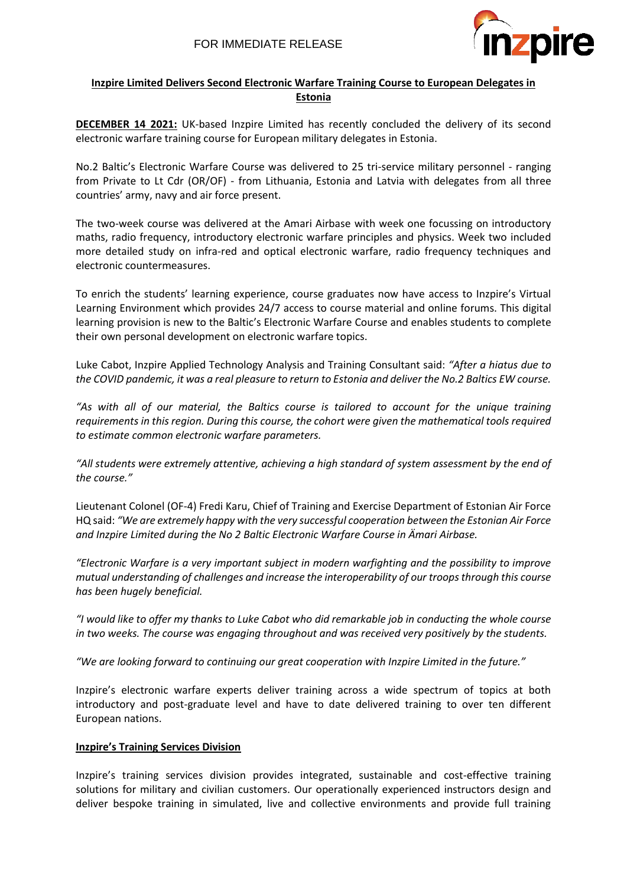FOR IMMEDIATE RELEASE

# Inzpire Limited Delivers Second Electronic Warfare Training Course to European Delegates in Estonia

**DECEMBER 14 2021:** UK-based Inzpire Limited has recently concluded the delivery of its second electronic warfare training course for European military delegates in Estonia.

No.2 Baltic's Electronic Warfare Course was delivered to 25 tri-service military personnel - ranging from Private to Lt Cdr (OR/OF) - from Lithuania, Estonia and Latvia with delegates from all three countries' army, navy and air force present.

The two-week course was delivered at the Amari Airbase with week one focussing on introductory maths, radio frequency, introductory electronic warfare principles and physics. Week two included more detailed study on infra-red and optical electronic warfare, radio frequency techniques and electronic countermeasures.

To enrich the students' learning experience, course graduates now have access to Inzpire's Virtual Learning Environment which provides 24/7 access to course material and online forums. This digital learning provision is new to the Baltic's Electronic Warfare Course and enables students to complete their own personal development on electronic warfare topics.

Luke Cabot, Inzpire Applied Technology Analysis and Training Consultant said: *"After a hiatus due to the COVID pandemic, it was a real pleasure to return to Estonia and deliver the No.2 Baltics EW course.*

*"As with all of our material, the Baltics course is tailored to account for the unique training requirements in this region. During this course, the cohort were given the mathematical tools required to estimate common electronic warfare parameters.*

*"All students were extremely attentive, achieving a high standard of system assessment by the end of the course."*

Lieutenant Colonel (OF-4) Fredi Karu, Chief of Training and Exercise Department of Estonian Air Force HQ said: *"We are extremely happy with the very successful cooperation between the Estonian Air Force and Inzpire Limited during the No 2 Baltic Electronic Warfare Course in Ämari Airbase.*

*"Electronic Warfare is a very important subject in modern warfighting and the possibility to improve mutual understanding of challenges and increase the interoperability of our troops through this course has been hugely beneficial.*

*"I would like to offer my thanks to Luke Cabot who did remarkable job in conducting the whole course in two weeks. The course was engaging throughout and was received very positively by the students.*

*"We are looking forward to continuing our great cooperation with Inzpire Limited in the future."*

Inzpire's electronic warfare experts deliver training across a wide spectrum of topics at both introductory and post-graduate level and have to date delivered training to over ten different European nations.

## Inzpire's Training Services Division

Inzpire's training services division provides integrated, sustainable and cost-effective training solutions for military and civilian customers. Our operationally experienced instructors design and deliver bespoke training in simulated, live and collective environments and provide full training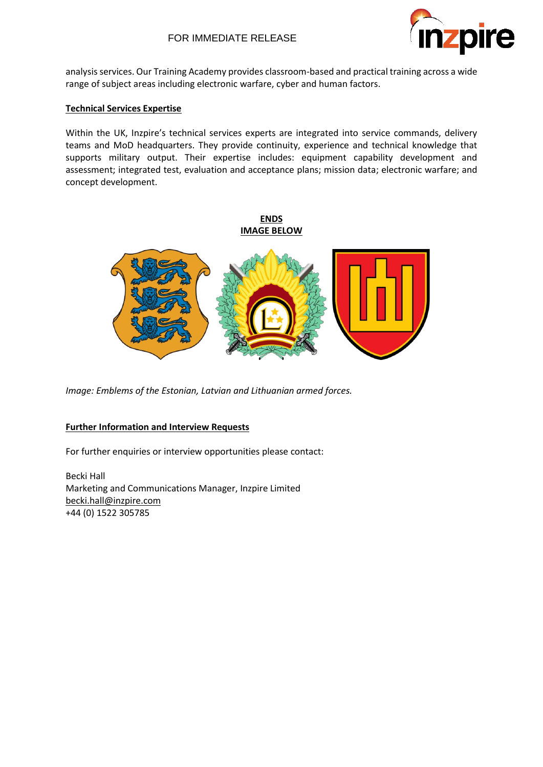analysis services. Our Training Academy provides classroom-based and practical training across a wide range of subject areas including electronic warfare, cyber and human factors.

**Technical Services Expertise**

Within the UK, Inzpire's technical services experts are integrated into service commands, delivery teams and MoD headquarters. They provide continuity, experience and technical knowledge that supports military output. Their expertise includes: equipment capability development and assessment; integrated test, evaluation and acceptance plans; mission data; electronic warfare; and concept development.

**ENDS**
**IMAGE BELOW**

*Image: Emblems of the Estonian, Latvian and Lithuanian armed forces.*

**Further Information and Interview Requests**

For further enquiries or interview opportunities please contact:

Becki Hall
Marketing and Communications Manager, Inzpire Limited
becki.hall@inzpire.com
+44 (0) 1522 305785